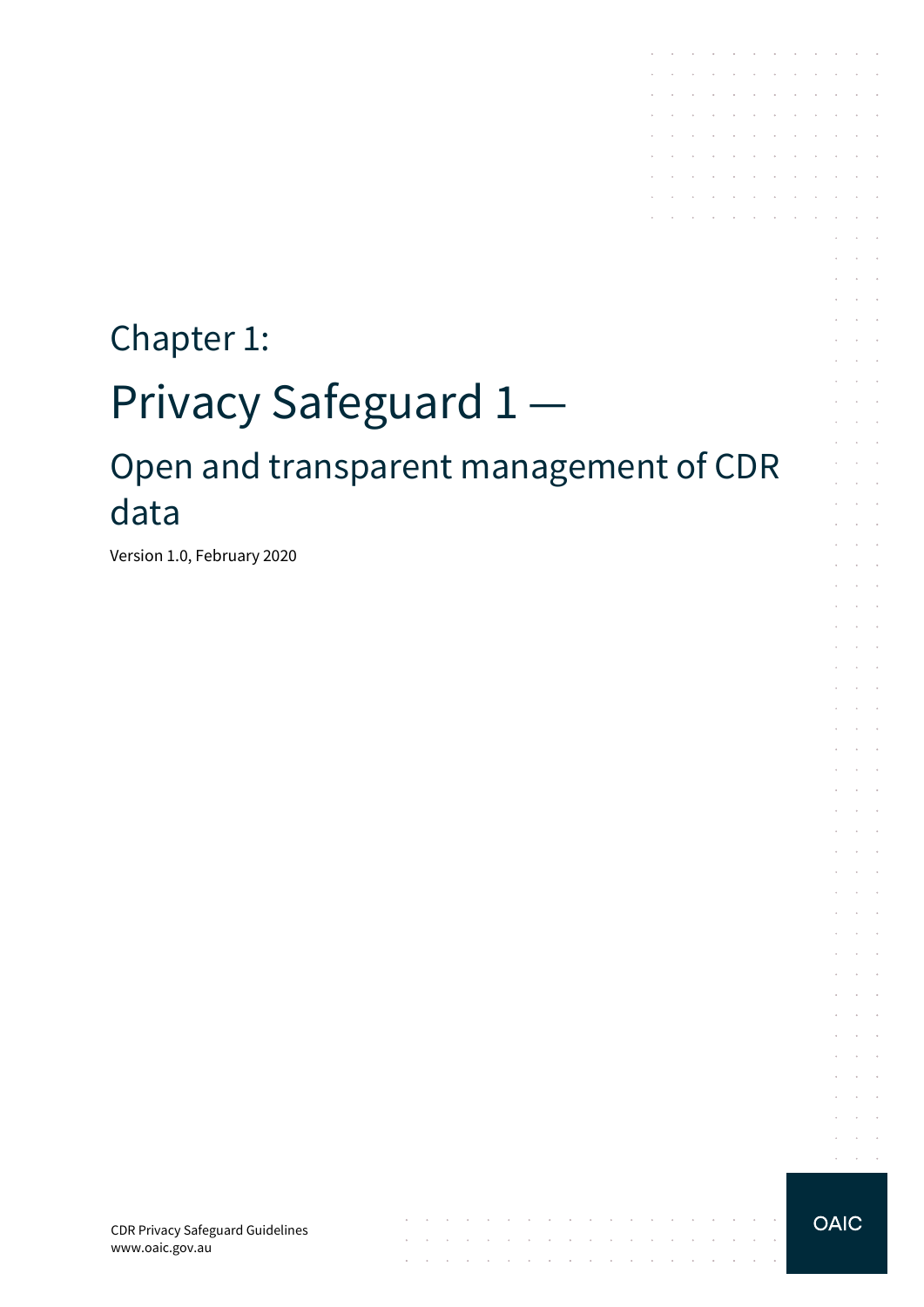# Chapter 1:

# Privacy Safeguard 1 —

## Open and transparent management of CDR data

Version 1.0, February 2020

CDR Privacy Safeguard Guidelines
www.oaic.gov.au

OAIC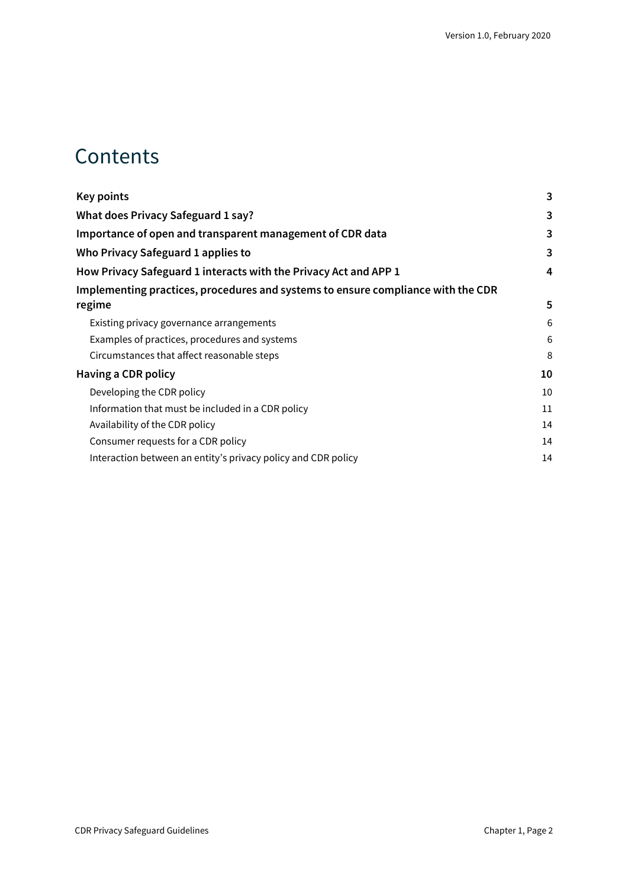# Contents

| | |
|---|---|
| **Key points** | **3** |
| **What does Privacy Safeguard 1 say?** | **3** |
| **Importance of open and transparent management of CDR data** | **3** |
| **Who Privacy Safeguard 1 applies to** | **3** |
| **How Privacy Safeguard 1 interacts with the Privacy Act and APP 1** | **4** |
| **Implementing practices, procedures and systems to ensure compliance with the CDR regime** | **5** |
| Existing privacy governance arrangements | 6 |
| Examples of practices, procedures and systems | 6 |
| Circumstances that affect reasonable steps | 8 |
| **Having a CDR policy** | **10** |
| Developing the CDR policy | 10 |
| Information that must be included in a CDR policy | 11 |
| Availability of the CDR policy | 14 |
| Consumer requests for a CDR policy | 14 |
| Interaction between an entity's privacy policy and CDR policy | 14 |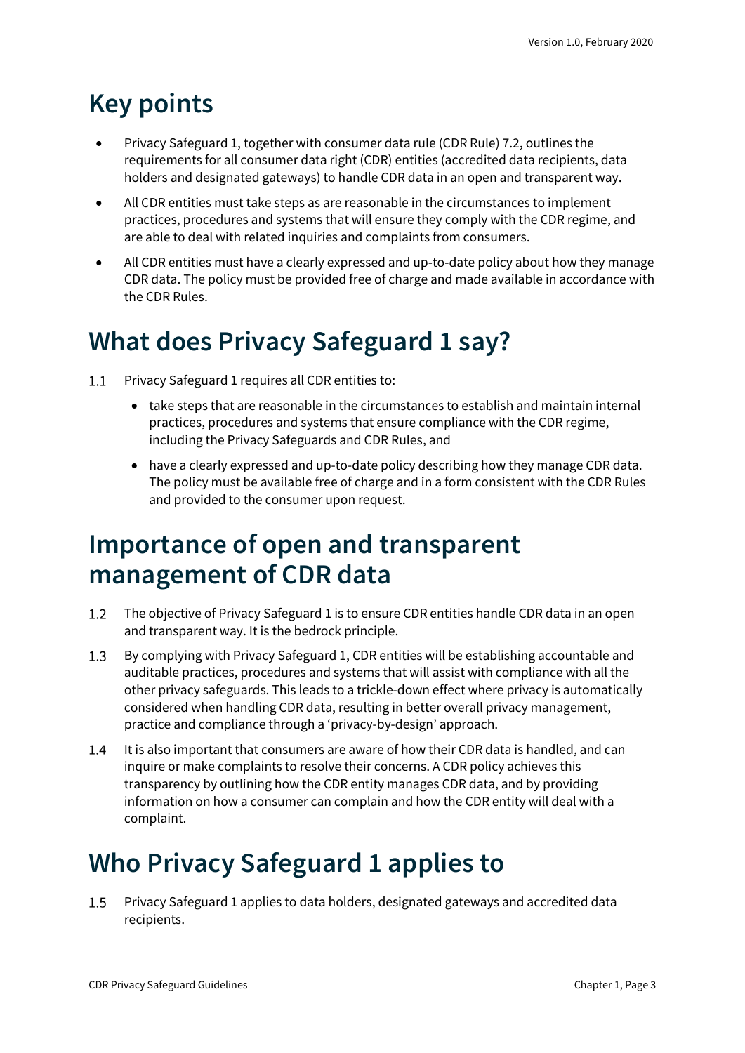# Key points

- Privacy Safeguard 1, together with consumer data rule (CDR Rule) 7.2, outlines the requirements for all consumer data right (CDR) entities (accredited data recipients, data holders and designated gateways) to handle CDR data in an open and transparent way.
- All CDR entities must take steps as are reasonable in the circumstances to implement practices, procedures and systems that will ensure they comply with the CDR regime, and are able to deal with related inquiries and complaints from consumers.
- All CDR entities must have a clearly expressed and up-to-date policy about how they manage CDR data. The policy must be provided free of charge and made available in accordance with the CDR Rules.

# What does Privacy Safeguard 1 say?

1.1 Privacy Safeguard 1 requires all CDR entities to:

- take steps that are reasonable in the circumstances to establish and maintain internal practices, procedures and systems that ensure compliance with the CDR regime, including the Privacy Safeguards and CDR Rules, and
- have a clearly expressed and up-to-date policy describing how they manage CDR data. The policy must be available free of charge and in a form consistent with the CDR Rules and provided to the consumer upon request.

# Importance of open and transparent management of CDR data

1.2 The objective of Privacy Safeguard 1 is to ensure CDR entities handle CDR data in an open and transparent way. It is the bedrock principle.

1.3 By complying with Privacy Safeguard 1, CDR entities will be establishing accountable and auditable practices, procedures and systems that will assist with compliance with all the other privacy safeguards. This leads to a trickle-down effect where privacy is automatically considered when handling CDR data, resulting in better overall privacy management, practice and compliance through a 'privacy-by-design' approach.

1.4 It is also important that consumers are aware of how their CDR data is handled, and can inquire or make complaints to resolve their concerns. A CDR policy achieves this transparency by outlining how the CDR entity manages CDR data, and by providing information on how a consumer can complain and how the CDR entity will deal with a complaint.

# Who Privacy Safeguard 1 applies to

1.5 Privacy Safeguard 1 applies to data holders, designated gateways and accredited data recipients.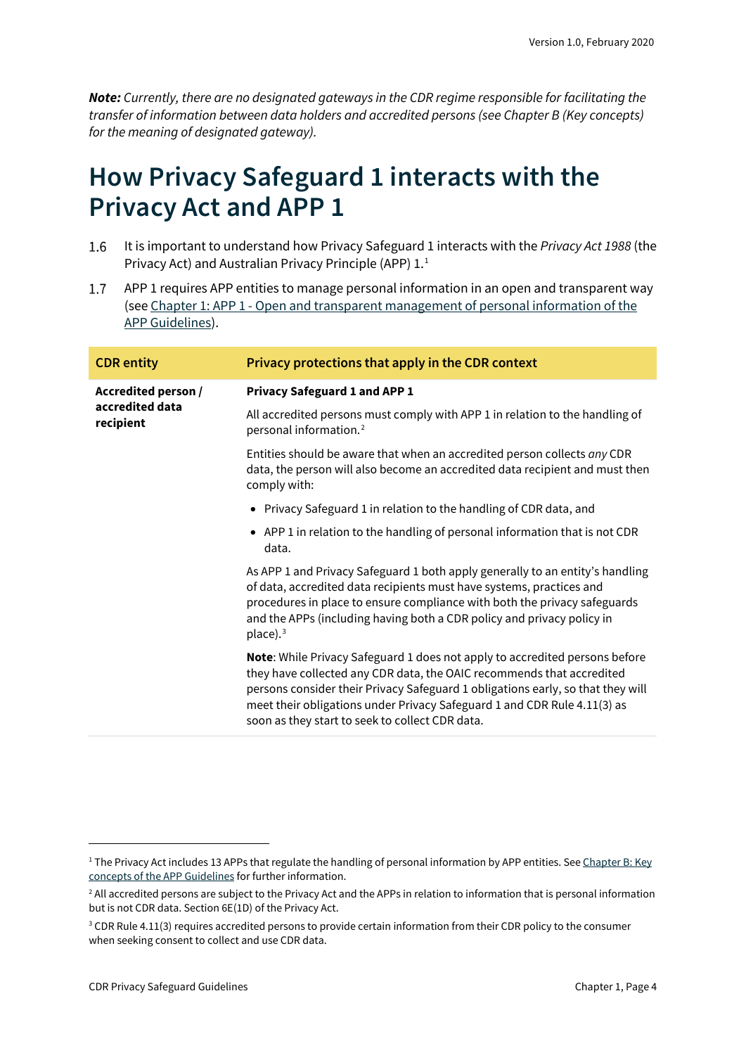*Note: Currently, there are no designated gateways in the CDR regime responsible for facilitating the transfer of information between data holders and accredited persons (see Chapter B (Key concepts) for the meaning of designated gateway).*

# How Privacy Safeguard 1 interacts with the Privacy Act and APP 1

1.6 It is important to understand how Privacy Safeguard 1 interacts with the *Privacy Act 1988* (the Privacy Act) and Australian Privacy Principle (APP) 1.[1]

1.7 APP 1 requires APP entities to manage personal information in an open and transparent way (see Chapter 1: APP 1 - Open and transparent management of personal information of the APP Guidelines).

| CDR entity | Privacy protections that apply in the CDR context |
|---|---|
| **Accredited person / accredited data recipient** | **Privacy Safeguard 1 and APP 1**<br><br>All accredited persons must comply with APP 1 in relation to the handling of personal information.[2]<br><br>Entities should be aware that when an accredited person collects *any* CDR data, the person will also become an accredited data recipient and must then comply with:<br><br>• Privacy Safeguard 1 in relation to the handling of CDR data, and<br>• APP 1 in relation to the handling of personal information that is not CDR data.<br><br>As APP 1 and Privacy Safeguard 1 both apply generally to an entity's handling of data, accredited data recipients must have systems, practices and procedures in place to ensure compliance with both the privacy safeguards and the APPs (including having both a CDR policy and privacy policy in place).[3]<br><br>**Note**: While Privacy Safeguard 1 does not apply to accredited persons before they have collected any CDR data, the OAIC recommends that accredited persons consider their Privacy Safeguard 1 obligations early, so that they will meet their obligations under Privacy Safeguard 1 and CDR Rule 4.11(3) as soon as they start to seek to collect CDR data. |

[1] The Privacy Act includes 13 APPs that regulate the handling of personal information by APP entities. See Chapter B: Key concepts of the APP Guidelines for further information.

[2] All accredited persons are subject to the Privacy Act and the APPs in relation to information that is personal information but is not CDR data. Section 6E(1D) of the Privacy Act.

[3] CDR Rule 4.11(3) requires accredited persons to provide certain information from their CDR policy to the consumer when seeking consent to collect and use CDR data.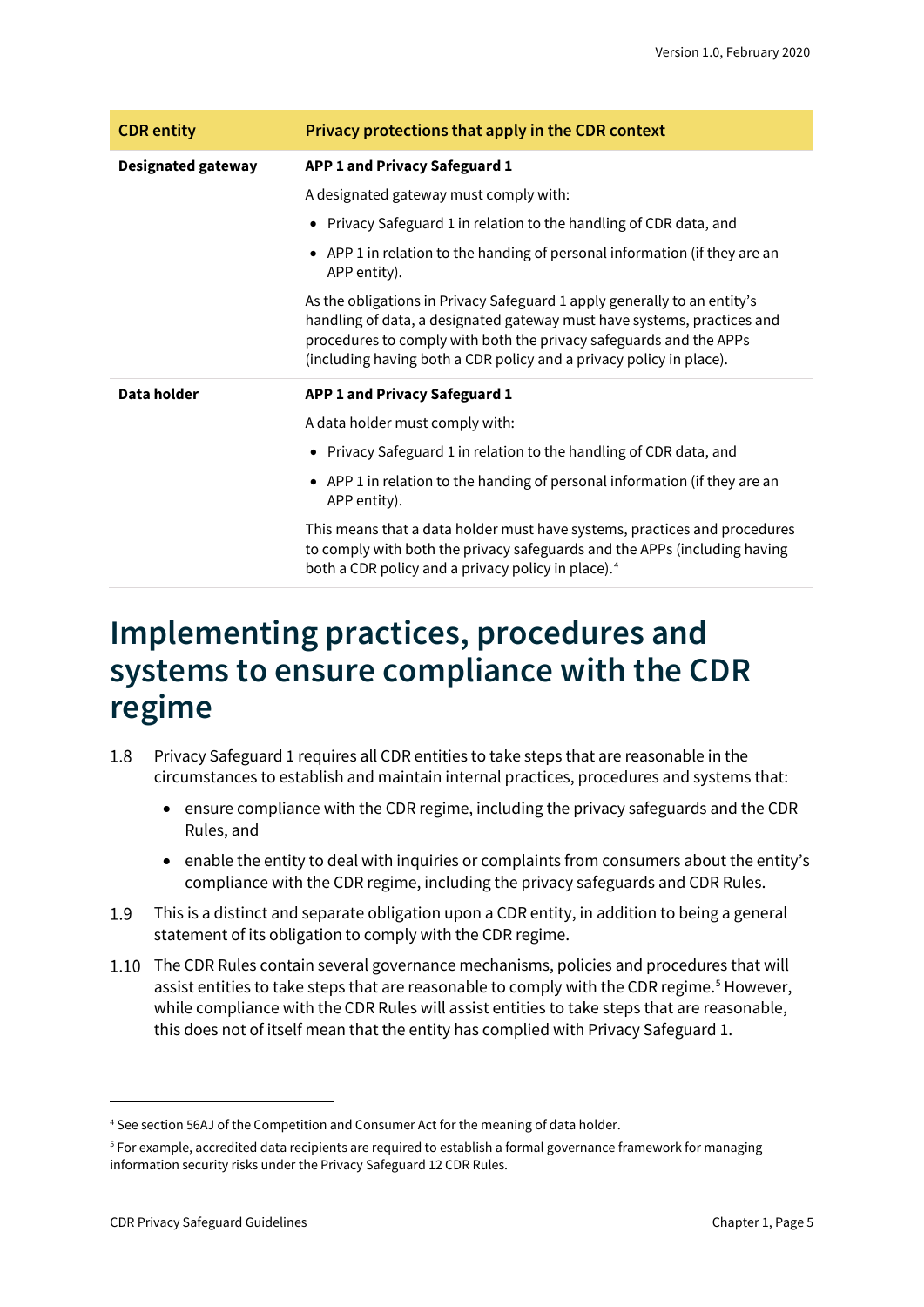| CDR entity | Privacy protections that apply in the CDR context |
| --- | --- |
| **Designated gateway** | **APP 1 and Privacy Safeguard 1**<br><br>A designated gateway must comply with:<br><br>• Privacy Safeguard 1 in relation to the handling of CDR data, and<br><br>• APP 1 in relation to the handing of personal information (if they are an APP entity).<br><br>As the obligations in Privacy Safeguard 1 apply generally to an entity's handling of data, a designated gateway must have systems, practices and procedures to comply with both the privacy safeguards and the APPs (including having both a CDR policy and a privacy policy in place). |
| **Data holder** | **APP 1 and Privacy Safeguard 1**<br><br>A data holder must comply with:<br><br>• Privacy Safeguard 1 in relation to the handling of CDR data, and<br><br>• APP 1 in relation to the handing of personal information (if they are an APP entity).<br><br>This means that a data holder must have systems, practices and procedures to comply with both the privacy safeguards and the APPs (including having both a CDR policy and a privacy policy in place).[4] |

# Implementing practices, procedures and systems to ensure compliance with the CDR regime

1.8 Privacy Safeguard 1 requires all CDR entities to take steps that are reasonable in the circumstances to establish and maintain internal practices, procedures and systems that:

- ensure compliance with the CDR regime, including the privacy safeguards and the CDR Rules, and
- enable the entity to deal with inquiries or complaints from consumers about the entity's compliance with the CDR regime, including the privacy safeguards and CDR Rules.

1.9 This is a distinct and separate obligation upon a CDR entity, in addition to being a general statement of its obligation to comply with the CDR regime.

1.10 The CDR Rules contain several governance mechanisms, policies and procedures that will assist entities to take steps that are reasonable to comply with the CDR regime.[5] However, while compliance with the CDR Rules will assist entities to take steps that are reasonable, this does not of itself mean that the entity has complied with Privacy Safeguard 1.

---

[4] See section 56AJ of the Competition and Consumer Act for the meaning of data holder.

[5] For example, accredited data recipients are required to establish a formal governance framework for managing information security risks under the Privacy Safeguard 12 CDR Rules.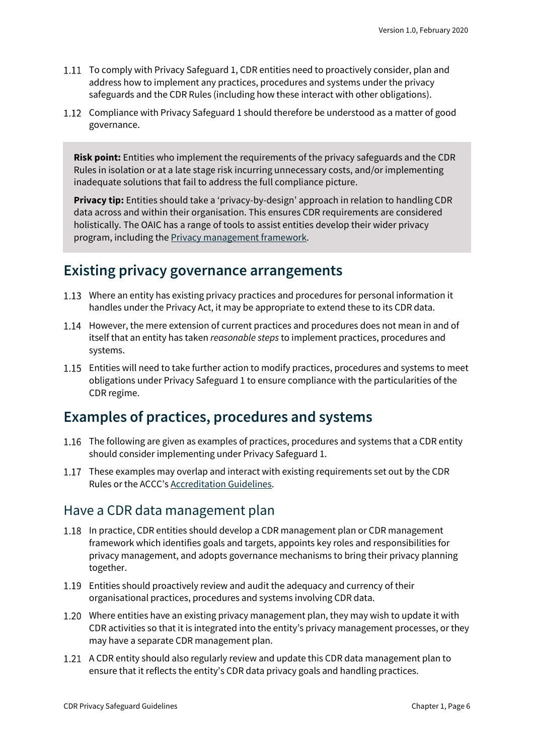1.11 To comply with Privacy Safeguard 1, CDR entities need to proactively consider, plan and address how to implement any practices, procedures and systems under the privacy safeguards and the CDR Rules (including how these interact with other obligations).

1.12 Compliance with Privacy Safeguard 1 should therefore be understood as a matter of good governance.

> **Risk point:** Entities who implement the requirements of the privacy safeguards and the CDR Rules in isolation or at a late stage risk incurring unnecessary costs, and/or implementing inadequate solutions that fail to address the full compliance picture.
>
> **Privacy tip:** Entities should take a 'privacy-by-design' approach in relation to handling CDR data across and within their organisation. This ensures CDR requirements are considered holistically. The OAIC has a range of tools to assist entities develop their wider privacy program, including the Privacy management framework.

## Existing privacy governance arrangements

1.13 Where an entity has existing privacy practices and procedures for personal information it handles under the Privacy Act, it may be appropriate to extend these to its CDR data.

1.14 However, the mere extension of current practices and procedures does not mean in and of itself that an entity has taken *reasonable steps* to implement practices, procedures and systems.

1.15 Entities will need to take further action to modify practices, procedures and systems to meet obligations under Privacy Safeguard 1 to ensure compliance with the particularities of the CDR regime.

## Examples of practices, procedures and systems

1.16 The following are given as examples of practices, procedures and systems that a CDR entity should consider implementing under Privacy Safeguard 1.

1.17 These examples may overlap and interact with existing requirements set out by the CDR Rules or the ACCC's Accreditation Guidelines.

### Have a CDR data management plan

1.18 In practice, CDR entities should develop a CDR management plan or CDR management framework which identifies goals and targets, appoints key roles and responsibilities for privacy management, and adopts governance mechanisms to bring their privacy planning together.

1.19 Entities should proactively review and audit the adequacy and currency of their organisational practices, procedures and systems involving CDR data.

1.20 Where entities have an existing privacy management plan, they may wish to update it with CDR activities so that it is integrated into the entity's privacy management processes, or they may have a separate CDR management plan.

1.21 A CDR entity should also regularly review and update this CDR data management plan to ensure that it reflects the entity's CDR data privacy goals and handling practices.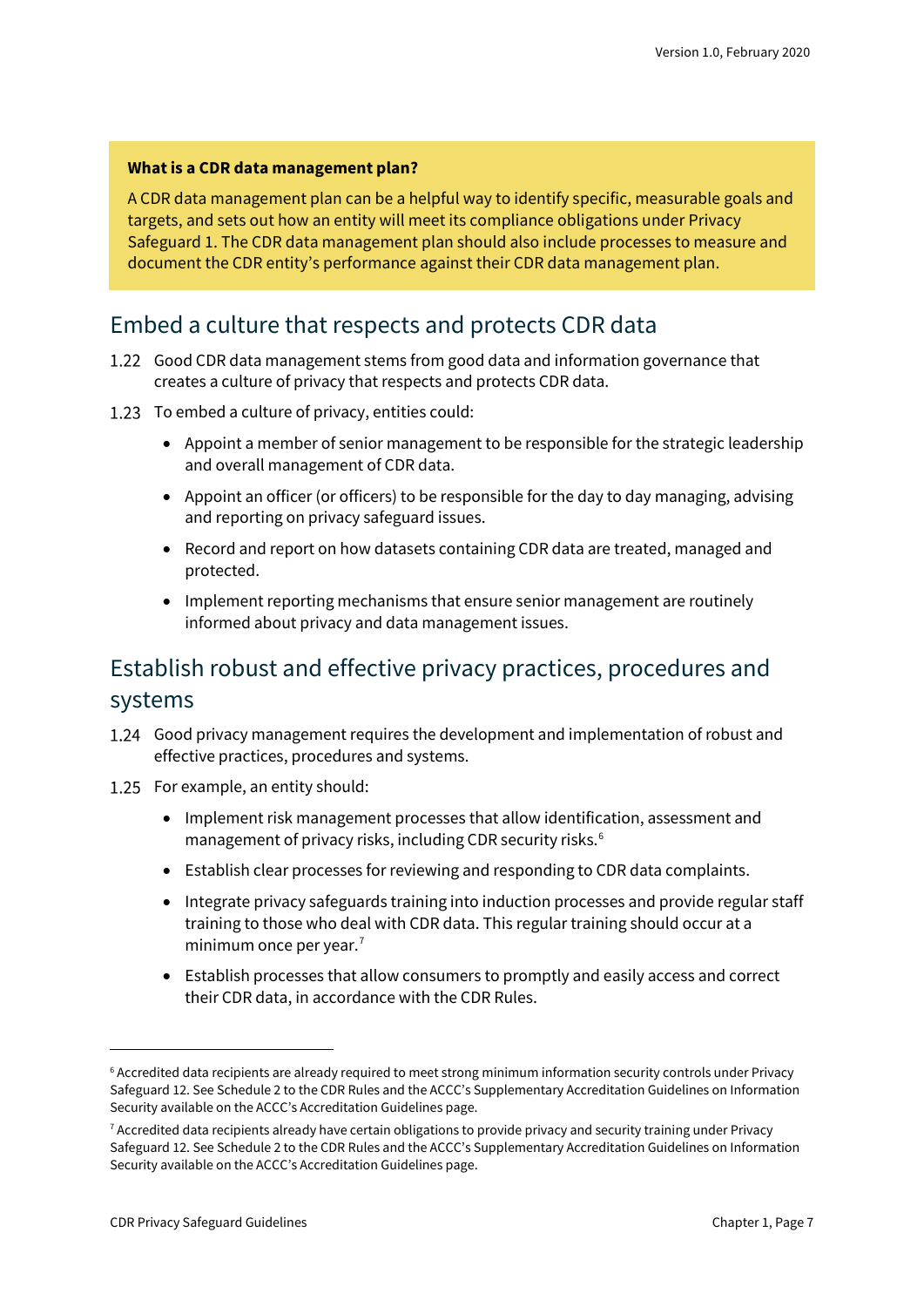**What is a CDR data management plan?**

A CDR data management plan can be a helpful way to identify specific, measurable goals and targets, and sets out how an entity will meet its compliance obligations under Privacy Safeguard 1. The CDR data management plan should also include processes to measure and document the CDR entity's performance against their CDR data management plan.

## Embed a culture that respects and protects CDR data

1.22 Good CDR data management stems from good data and information governance that creates a culture of privacy that respects and protects CDR data.

1.23 To embed a culture of privacy, entities could:

- Appoint a member of senior management to be responsible for the strategic leadership and overall management of CDR data.
- Appoint an officer (or officers) to be responsible for the day to day managing, advising and reporting on privacy safeguard issues.
- Record and report on how datasets containing CDR data are treated, managed and protected.
- Implement reporting mechanisms that ensure senior management are routinely informed about privacy and data management issues.

## Establish robust and effective privacy practices, procedures and systems

1.24 Good privacy management requires the development and implementation of robust and effective practices, procedures and systems.

1.25 For example, an entity should:

- Implement risk management processes that allow identification, assessment and management of privacy risks, including CDR security risks.[6]
- Establish clear processes for reviewing and responding to CDR data complaints.
- Integrate privacy safeguards training into induction processes and provide regular staff training to those who deal with CDR data. This regular training should occur at a minimum once per year.[7]
- Establish processes that allow consumers to promptly and easily access and correct their CDR data, in accordance with the CDR Rules.

---

[6] Accredited data recipients are already required to meet strong minimum information security controls under Privacy Safeguard 12. See Schedule 2 to the CDR Rules and the ACCC's Supplementary Accreditation Guidelines on Information Security available on the ACCC's Accreditation Guidelines page.

[7] Accredited data recipients already have certain obligations to provide privacy and security training under Privacy Safeguard 12. See Schedule 2 to the CDR Rules and the ACCC's Supplementary Accreditation Guidelines on Information Security available on the ACCC's Accreditation Guidelines page.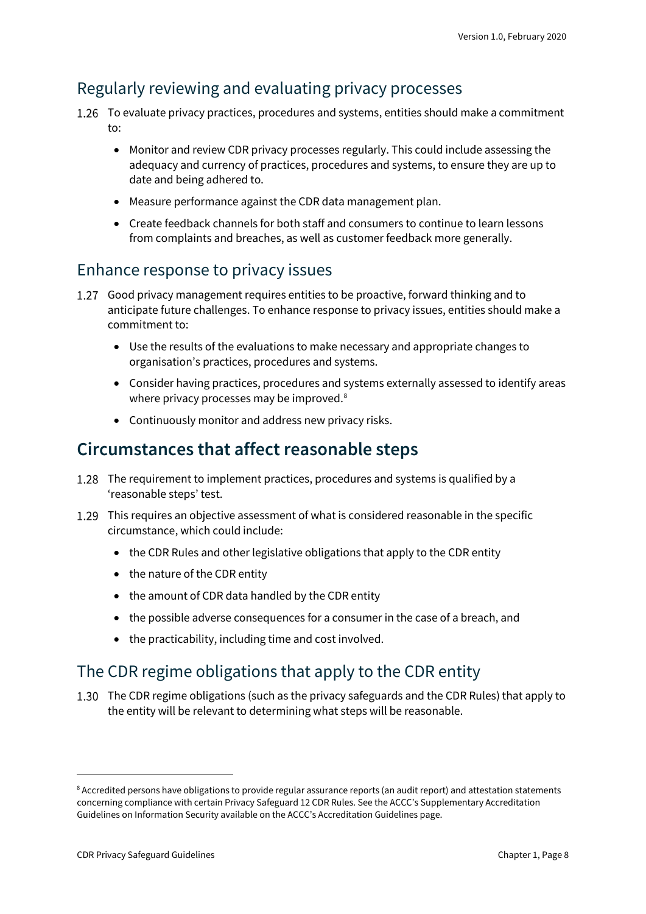## Regularly reviewing and evaluating privacy processes

1.26 To evaluate privacy practices, procedures and systems, entities should make a commitment to:

- Monitor and review CDR privacy processes regularly. This could include assessing the adequacy and currency of practices, procedures and systems, to ensure they are up to date and being adhered to.
- Measure performance against the CDR data management plan.
- Create feedback channels for both staff and consumers to continue to learn lessons from complaints and breaches, as well as customer feedback more generally.

## Enhance response to privacy issues

1.27 Good privacy management requires entities to be proactive, forward thinking and to anticipate future challenges. To enhance response to privacy issues, entities should make a commitment to:

- Use the results of the evaluations to make necessary and appropriate changes to organisation's practices, procedures and systems.
- Consider having practices, procedures and systems externally assessed to identify areas where privacy processes may be improved.[8]
- Continuously monitor and address new privacy risks.

# Circumstances that affect reasonable steps

1.28 The requirement to implement practices, procedures and systems is qualified by a 'reasonable steps' test.

1.29 This requires an objective assessment of what is considered reasonable in the specific circumstance, which could include:

- the CDR Rules and other legislative obligations that apply to the CDR entity
- the nature of the CDR entity
- the amount of CDR data handled by the CDR entity
- the possible adverse consequences for a consumer in the case of a breach, and
- the practicability, including time and cost involved.

## The CDR regime obligations that apply to the CDR entity

1.30 The CDR regime obligations (such as the privacy safeguards and the CDR Rules) that apply to the entity will be relevant to determining what steps will be reasonable.

---

[8] Accredited persons have obligations to provide regular assurance reports (an audit report) and attestation statements concerning compliance with certain Privacy Safeguard 12 CDR Rules. See the ACCC's Supplementary Accreditation Guidelines on Information Security available on the ACCC's Accreditation Guidelines page.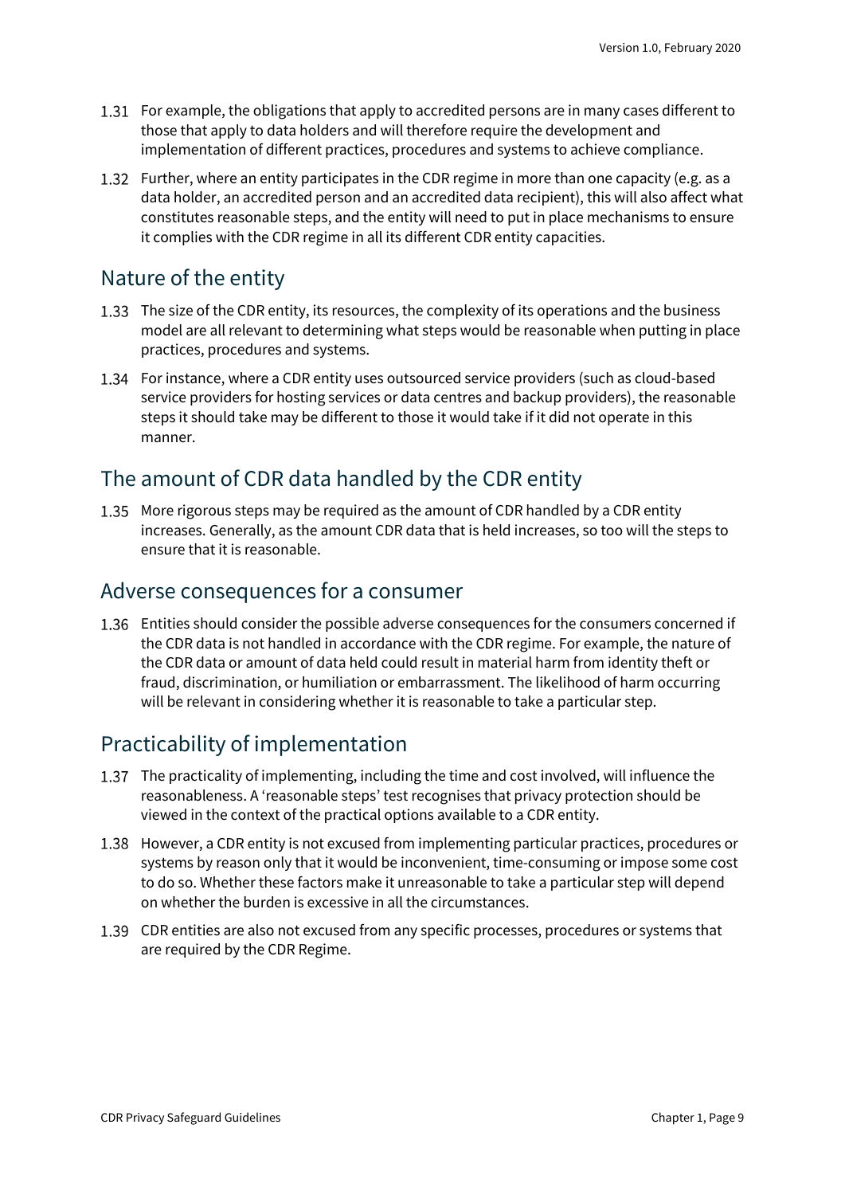1.31 For example, the obligations that apply to accredited persons are in many cases different to those that apply to data holders and will therefore require the development and implementation of different practices, procedures and systems to achieve compliance.

1.32 Further, where an entity participates in the CDR regime in more than one capacity (e.g. as a data holder, an accredited person and an accredited data recipient), this will also affect what constitutes reasonable steps, and the entity will need to put in place mechanisms to ensure it complies with the CDR regime in all its different CDR entity capacities.

## Nature of the entity

1.33 The size of the CDR entity, its resources, the complexity of its operations and the business model are all relevant to determining what steps would be reasonable when putting in place practices, procedures and systems.

1.34 For instance, where a CDR entity uses outsourced service providers (such as cloud-based service providers for hosting services or data centres and backup providers), the reasonable steps it should take may be different to those it would take if it did not operate in this manner.

## The amount of CDR data handled by the CDR entity

1.35 More rigorous steps may be required as the amount of CDR handled by a CDR entity increases. Generally, as the amount CDR data that is held increases, so too will the steps to ensure that it is reasonable.

## Adverse consequences for a consumer

1.36 Entities should consider the possible adverse consequences for the consumers concerned if the CDR data is not handled in accordance with the CDR regime. For example, the nature of the CDR data or amount of data held could result in material harm from identity theft or fraud, discrimination, or humiliation or embarrassment. The likelihood of harm occurring will be relevant in considering whether it is reasonable to take a particular step.

## Practicability of implementation

1.37 The practicality of implementing, including the time and cost involved, will influence the reasonableness. A 'reasonable steps' test recognises that privacy protection should be viewed in the context of the practical options available to a CDR entity.

1.38 However, a CDR entity is not excused from implementing particular practices, procedures or systems by reason only that it would be inconvenient, time-consuming or impose some cost to do so. Whether these factors make it unreasonable to take a particular step will depend on whether the burden is excessive in all the circumstances.

1.39 CDR entities are also not excused from any specific processes, procedures or systems that are required by the CDR Regime.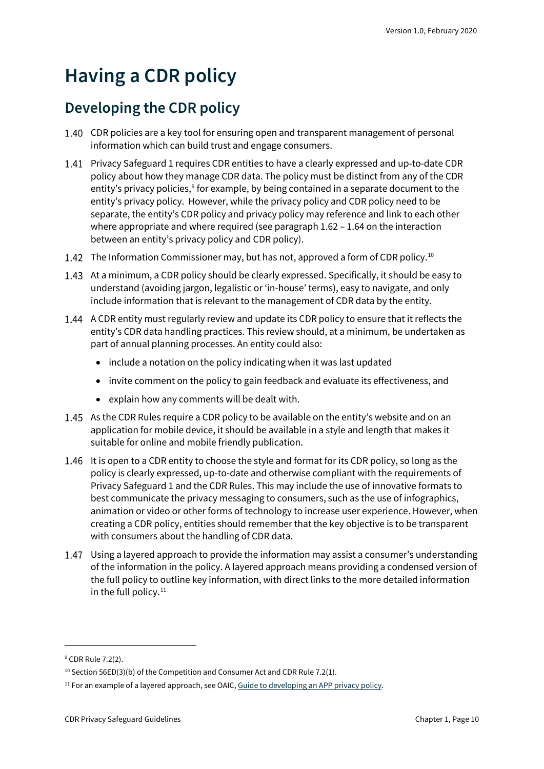# Having a CDR policy

## Developing the CDR policy

1.40 CDR policies are a key tool for ensuring open and transparent management of personal information which can build trust and engage consumers.

1.41 Privacy Safeguard 1 requires CDR entities to have a clearly expressed and up-to-date CDR policy about how they manage CDR data. The policy must be distinct from any of the CDR entity's privacy policies,[9] for example, by being contained in a separate document to the entity's privacy policy. However, while the privacy policy and CDR policy need to be separate, the entity's CDR policy and privacy policy may reference and link to each other where appropriate and where required (see paragraph 1.62 – 1.64 on the interaction between an entity's privacy policy and CDR policy).

1.42 The Information Commissioner may, but has not, approved a form of CDR policy.[10]

1.43 At a minimum, a CDR policy should be clearly expressed. Specifically, it should be easy to understand (avoiding jargon, legalistic or 'in-house' terms), easy to navigate, and only include information that is relevant to the management of CDR data by the entity.

1.44 A CDR entity must regularly review and update its CDR policy to ensure that it reflects the entity's CDR data handling practices. This review should, at a minimum, be undertaken as part of annual planning processes. An entity could also:

- include a notation on the policy indicating when it was last updated
- invite comment on the policy to gain feedback and evaluate its effectiveness, and
- explain how any comments will be dealt with.

1.45 As the CDR Rules require a CDR policy to be available on the entity's website and on an application for mobile device, it should be available in a style and length that makes it suitable for online and mobile friendly publication.

1.46 It is open to a CDR entity to choose the style and format for its CDR policy, so long as the policy is clearly expressed, up-to-date and otherwise compliant with the requirements of Privacy Safeguard 1 and the CDR Rules. This may include the use of innovative formats to best communicate the privacy messaging to consumers, such as the use of infographics, animation or video or other forms of technology to increase user experience. However, when creating a CDR policy, entities should remember that the key objective is to be transparent with consumers about the handling of CDR data.

1.47 Using a layered approach to provide the information may assist a consumer's understanding of the information in the policy. A layered approach means providing a condensed version of the full policy to outline key information, with direct links to the more detailed information in the full policy.[11]

---

[9] CDR Rule 7.2(2).

[10] Section 56ED(3)(b) of the Competition and Consumer Act and CDR Rule 7.2(1).

[11] For an example of a layered approach, see OAIC, Guide to developing an APP privacy policy.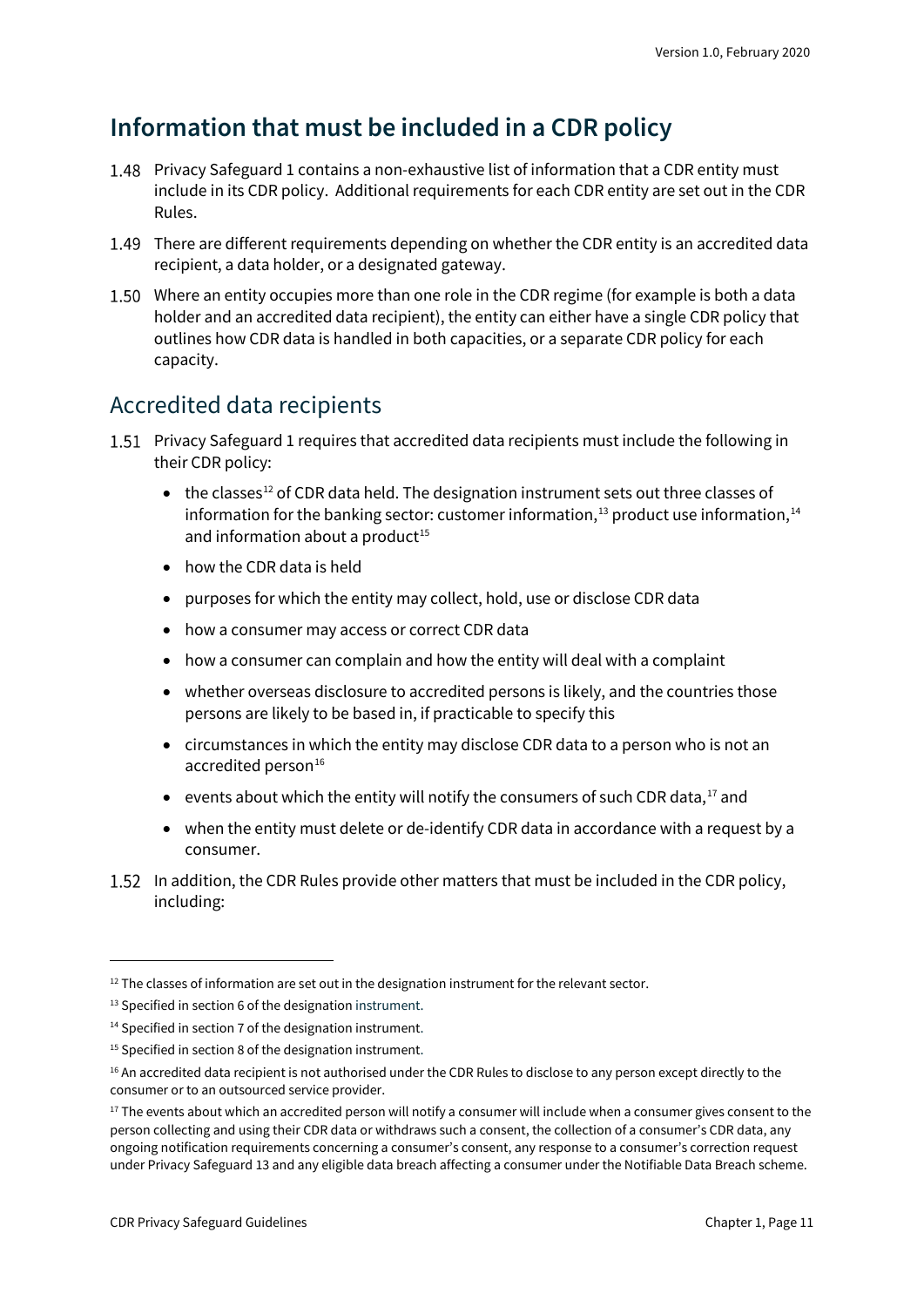## Information that must be included in a CDR policy

1.48 Privacy Safeguard 1 contains a non-exhaustive list of information that a CDR entity must include in its CDR policy. Additional requirements for each CDR entity are set out in the CDR Rules.

1.49 There are different requirements depending on whether the CDR entity is an accredited data recipient, a data holder, or a designated gateway.

1.50 Where an entity occupies more than one role in the CDR regime (for example is both a data holder and an accredited data recipient), the entity can either have a single CDR policy that outlines how CDR data is handled in both capacities, or a separate CDR policy for each capacity.

### Accredited data recipients

1.51 Privacy Safeguard 1 requires that accredited data recipients must include the following in their CDR policy:

- the classes[12] of CDR data held. The designation instrument sets out three classes of information for the banking sector: customer information,[13] product use information,[14] and information about a product[15]
- how the CDR data is held
- purposes for which the entity may collect, hold, use or disclose CDR data
- how a consumer may access or correct CDR data
- how a consumer can complain and how the entity will deal with a complaint
- whether overseas disclosure to accredited persons is likely, and the countries those persons are likely to be based in, if practicable to specify this
- circumstances in which the entity may disclose CDR data to a person who is not an accredited person[16]
- events about which the entity will notify the consumers of such CDR data,[17] and
- when the entity must delete or de-identify CDR data in accordance with a request by a consumer.

1.52 In addition, the CDR Rules provide other matters that must be included in the CDR policy, including:

---

[12] The classes of information are set out in the designation instrument for the relevant sector.

[13] Specified in section 6 of the designation instrument.

[14] Specified in section 7 of the designation instrument.

[15] Specified in section 8 of the designation instrument.

[16] An accredited data recipient is not authorised under the CDR Rules to disclose to any person except directly to the consumer or to an outsourced service provider.

[17] The events about which an accredited person will notify a consumer will include when a consumer gives consent to the person collecting and using their CDR data or withdraws such a consent, the collection of a consumer's CDR data, any ongoing notification requirements concerning a consumer's consent, any response to a consumer's correction request under Privacy Safeguard 13 and any eligible data breach affecting a consumer under the Notifiable Data Breach scheme.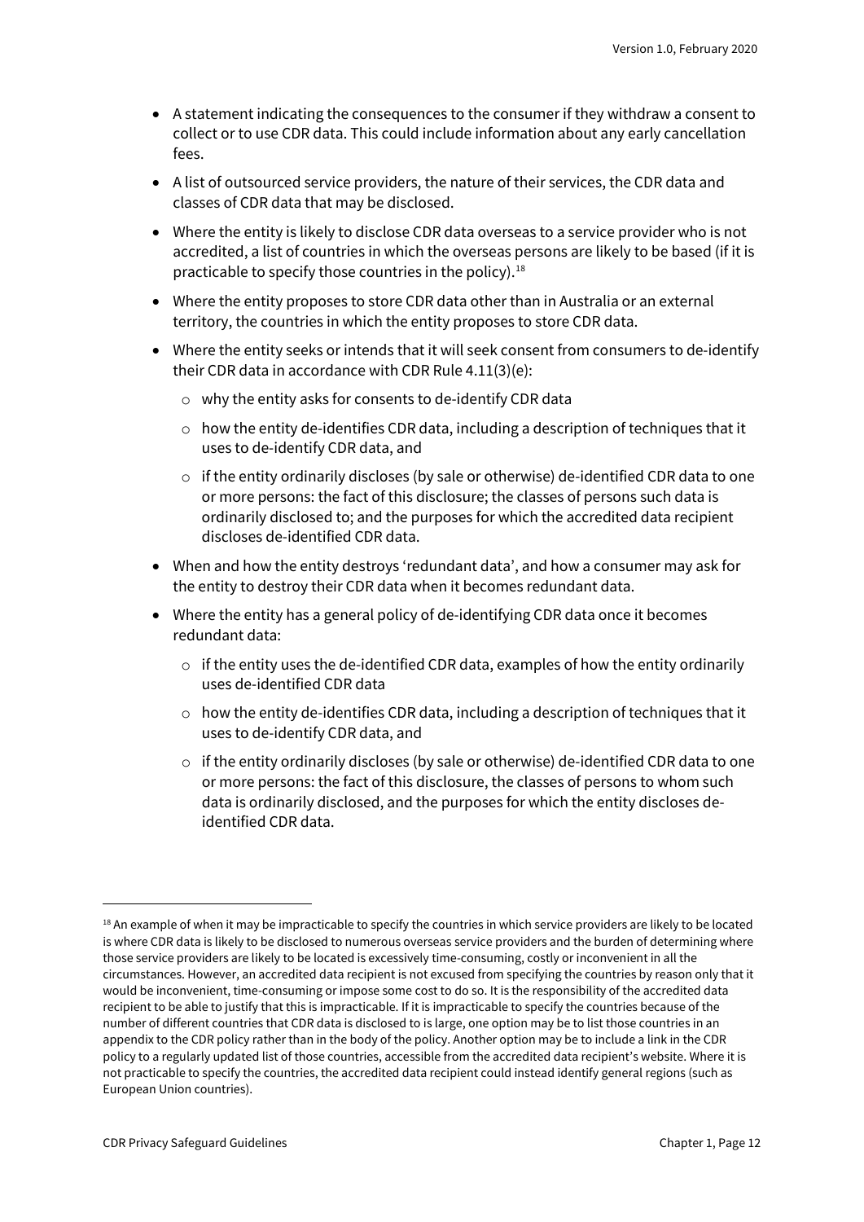- A statement indicating the consequences to the consumer if they withdraw a consent to collect or to use CDR data. This could include information about any early cancellation fees.
- A list of outsourced service providers, the nature of their services, the CDR data and classes of CDR data that may be disclosed.
- Where the entity is likely to disclose CDR data overseas to a service provider who is not accredited, a list of countries in which the overseas persons are likely to be based (if it is practicable to specify those countries in the policy).[18]
- Where the entity proposes to store CDR data other than in Australia or an external territory, the countries in which the entity proposes to store CDR data.
- Where the entity seeks or intends that it will seek consent from consumers to de-identify their CDR data in accordance with CDR Rule 4.11(3)(e):
  - why the entity asks for consents to de-identify CDR data
  - how the entity de-identifies CDR data, including a description of techniques that it uses to de-identify CDR data, and
  - if the entity ordinarily discloses (by sale or otherwise) de-identified CDR data to one or more persons: the fact of this disclosure; the classes of persons such data is ordinarily disclosed to; and the purposes for which the accredited data recipient discloses de-identified CDR data.
- When and how the entity destroys 'redundant data', and how a consumer may ask for the entity to destroy their CDR data when it becomes redundant data.
- Where the entity has a general policy of de-identifying CDR data once it becomes redundant data:
  - if the entity uses the de-identified CDR data, examples of how the entity ordinarily uses de-identified CDR data
  - how the entity de-identifies CDR data, including a description of techniques that it uses to de-identify CDR data, and
  - if the entity ordinarily discloses (by sale or otherwise) de-identified CDR data to one or more persons: the fact of this disclosure, the classes of persons to whom such data is ordinarily disclosed, and the purposes for which the entity discloses de-identified CDR data.

[18] An example of when it may be impracticable to specify the countries in which service providers are likely to be located is where CDR data is likely to be disclosed to numerous overseas service providers and the burden of determining where those service providers are likely to be located is excessively time-consuming, costly or inconvenient in all the circumstances. However, an accredited data recipient is not excused from specifying the countries by reason only that it would be inconvenient, time-consuming or impose some cost to do so. It is the responsibility of the accredited data recipient to be able to justify that this is impracticable. If it is impracticable to specify the countries because of the number of different countries that CDR data is disclosed to is large, one option may be to list those countries in an appendix to the CDR policy rather than in the body of the policy. Another option may be to include a link in the CDR policy to a regularly updated list of those countries, accessible from the accredited data recipient's website. Where it is not practicable to specify the countries, the accredited data recipient could instead identify general regions (such as European Union countries).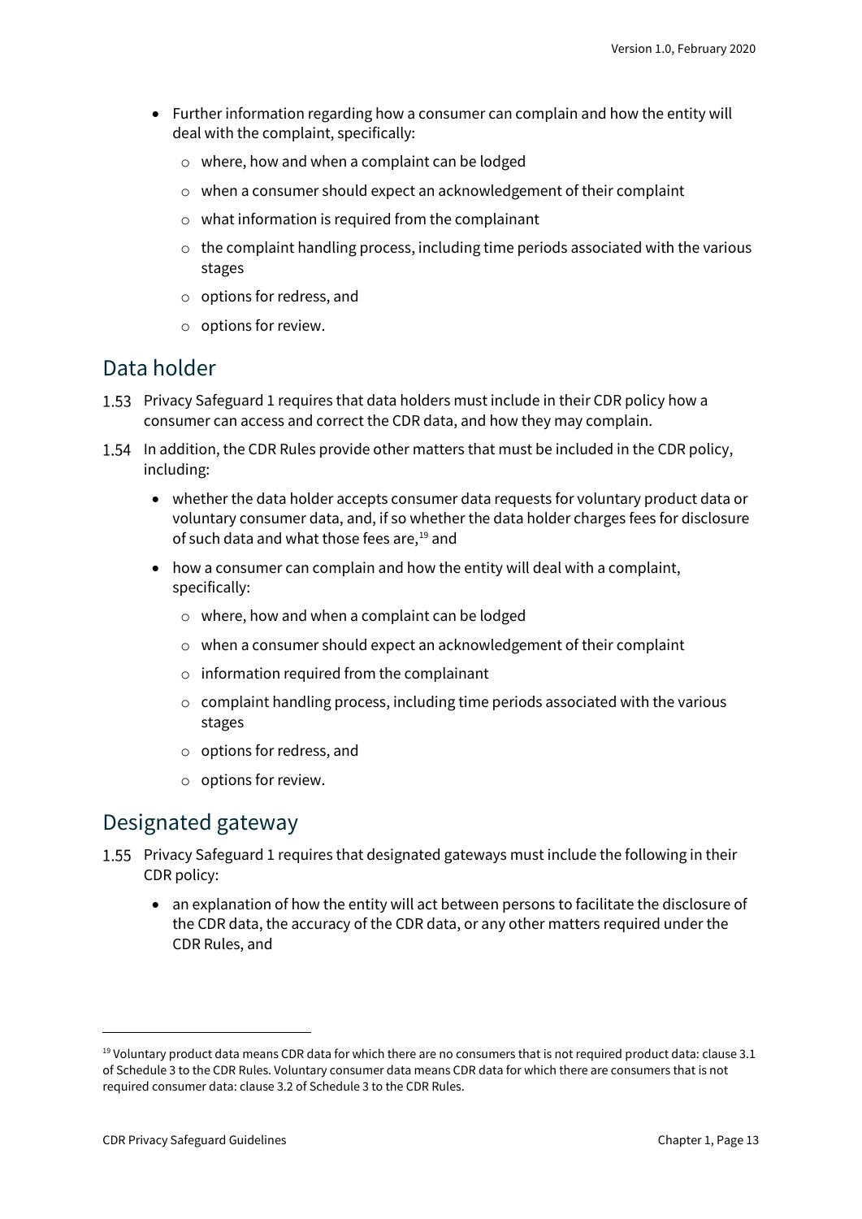- Further information regarding how a consumer can complain and how the entity will deal with the complaint, specifically:
  - where, how and when a complaint can be lodged
  - when a consumer should expect an acknowledgement of their complaint
  - what information is required from the complainant
  - the complaint handling process, including time periods associated with the various stages
  - options for redress, and
  - options for review.

## Data holder

1.53 Privacy Safeguard 1 requires that data holders must include in their CDR policy how a consumer can access and correct the CDR data, and how they may complain.

1.54 In addition, the CDR Rules provide other matters that must be included in the CDR policy, including:

- whether the data holder accepts consumer data requests for voluntary product data or voluntary consumer data, and, if so whether the data holder charges fees for disclosure of such data and what those fees are,[19] and
- how a consumer can complain and how the entity will deal with a complaint, specifically:
  - where, how and when a complaint can be lodged
  - when a consumer should expect an acknowledgement of their complaint
  - information required from the complainant
  - complaint handling process, including time periods associated with the various stages
  - options for redress, and
  - options for review.

## Designated gateway

1.55 Privacy Safeguard 1 requires that designated gateways must include the following in their CDR policy:

- an explanation of how the entity will act between persons to facilitate the disclosure of the CDR data, the accuracy of the CDR data, or any other matters required under the CDR Rules, and

---

[19] Voluntary product data means CDR data for which there are no consumers that is not required product data: clause 3.1 of Schedule 3 to the CDR Rules. Voluntary consumer data means CDR data for which there are consumers that is not required consumer data: clause 3.2 of Schedule 3 to the CDR Rules.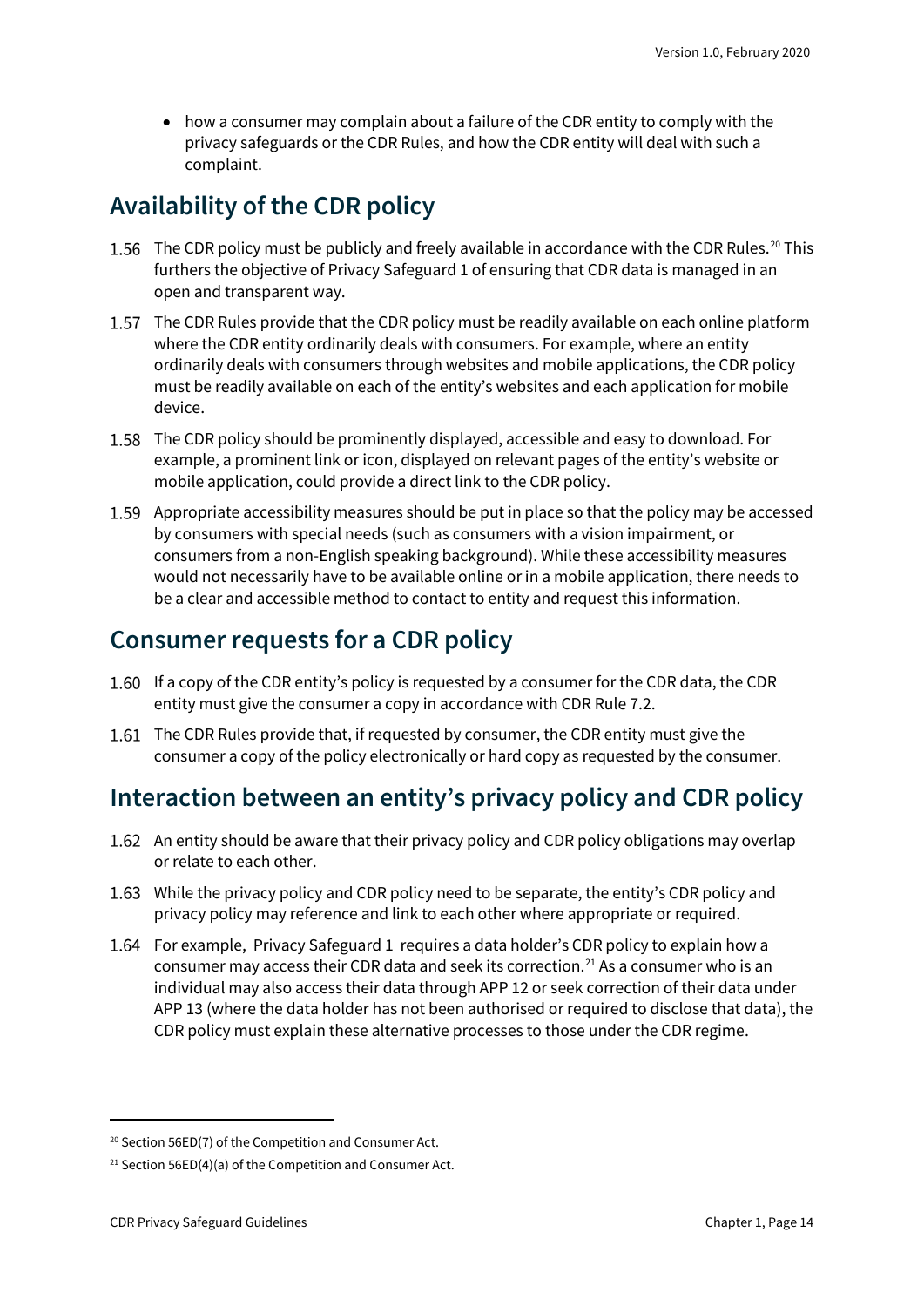- how a consumer may complain about a failure of the CDR entity to comply with the privacy safeguards or the CDR Rules, and how the CDR entity will deal with such a complaint.

## Availability of the CDR policy

1.56 The CDR policy must be publicly and freely available in accordance with the CDR Rules.[20] This furthers the objective of Privacy Safeguard 1 of ensuring that CDR data is managed in an open and transparent way.

1.57 The CDR Rules provide that the CDR policy must be readily available on each online platform where the CDR entity ordinarily deals with consumers. For example, where an entity ordinarily deals with consumers through websites and mobile applications, the CDR policy must be readily available on each of the entity's websites and each application for mobile device.

1.58 The CDR policy should be prominently displayed, accessible and easy to download. For example, a prominent link or icon, displayed on relevant pages of the entity's website or mobile application, could provide a direct link to the CDR policy.

1.59 Appropriate accessibility measures should be put in place so that the policy may be accessed by consumers with special needs (such as consumers with a vision impairment, or consumers from a non-English speaking background). While these accessibility measures would not necessarily have to be available online or in a mobile application, there needs to be a clear and accessible method to contact to entity and request this information.

## Consumer requests for a CDR policy

1.60 If a copy of the CDR entity's policy is requested by a consumer for the CDR data, the CDR entity must give the consumer a copy in accordance with CDR Rule 7.2.

1.61 The CDR Rules provide that, if requested by consumer, the CDR entity must give the consumer a copy of the policy electronically or hard copy as requested by the consumer.

## Interaction between an entity's privacy policy and CDR policy

1.62 An entity should be aware that their privacy policy and CDR policy obligations may overlap or relate to each other.

1.63 While the privacy policy and CDR policy need to be separate, the entity's CDR policy and privacy policy may reference and link to each other where appropriate or required.

1.64 For example, Privacy Safeguard 1 requires a data holder's CDR policy to explain how a consumer may access their CDR data and seek its correction.[21] As a consumer who is an individual may also access their data through APP 12 or seek correction of their data under APP 13 (where the data holder has not been authorised or required to disclose that data), the CDR policy must explain these alternative processes to those under the CDR regime.

[20] Section 56ED(7) of the Competition and Consumer Act.

[21] Section 56ED(4)(a) of the Competition and Consumer Act.